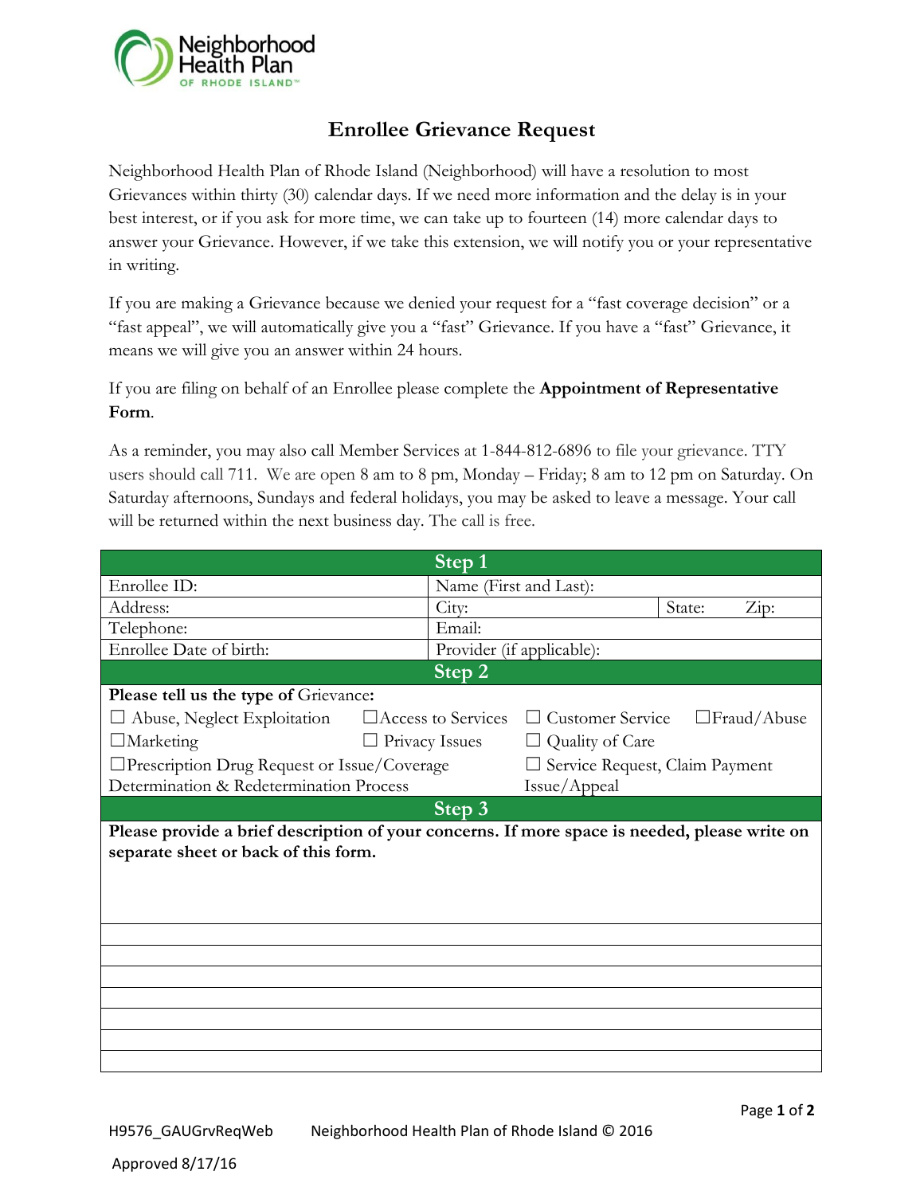Neighborhood Health Plan OF RHODE ISLAND™

# Enrollee Grievance Request

Neighborhood Health Plan of Rhode Island (Neighborhood) will have a resolution to most Grievances within thirty (30) calendar days. If we need more information and the delay is in your best interest, or if you ask for more time, we can take up to fourteen (14) more calendar days to answer your Grievance. However, if we take this extension, we will notify you or your representative in writing.

If you are making a Grievance because we denied your request for a "fast coverage decision" or a "fast appeal", we will automatically give you a "fast" Grievance. If you have a "fast" Grievance, it means we will give you an answer within 24 hours.

If you are filing on behalf of an Enrollee please complete the **Appointment of Representative Form**.

As a reminder, you may also call Member Services at 1-844-812-6896 to file your grievance. TTY users should call 711. We are open 8 am to 8 pm, Monday – Friday; 8 am to 12 pm on Saturday. On Saturday afternoons, Sundays and federal holidays, you may be asked to leave a message. Your call will be returned within the next business day. The call is free.

| **Step 1** | | |
|---|---|---|
| Enrollee ID: | Name (First and Last): | |
| Address: | City: | State: Zip: |
| Telephone: | Email: | |
| Enrollee Date of birth: | Provider (if applicable): | |

## Step 2

**Please tell us the type of Grievance:**

- ☐ Abuse, Neglect Exploitation
- ☐ Access to Services
- ☐ Customer Service
- ☐ Fraud/Abuse
- ☐ Marketing
- ☐ Privacy Issues
- ☐ Quality of Care
- ☐ Prescription Drug Request or Issue/Coverage Determination & Redetermination Process
- ☐ Service Request, Claim Payment Issue/Appeal

## Step 3

**Please provide a brief description of your concerns. If more space is needed, please write on separate sheet or back of this form.**

H9576_GAUGrvReqWeb Neighborhood Health Plan of Rhode Island © 2016

Approved 8/17/16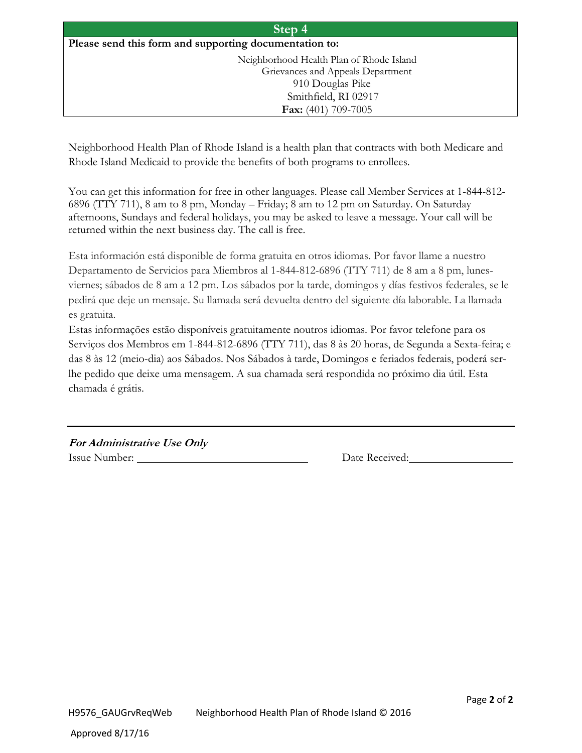## Step 4

**Please send this form and supporting documentation to:**

Neighborhood Health Plan of Rhode Island
Grievances and Appeals Department
910 Douglas Pike
Smithfield, RI 02917
**Fax:** (401) 709-7005

Neighborhood Health Plan of Rhode Island is a health plan that contracts with both Medicare and Rhode Island Medicaid to provide the benefits of both programs to enrollees.

You can get this information for free in other languages. Please call Member Services at 1-844-812-6896 (TTY 711), 8 am to 8 pm, Monday – Friday; 8 am to 12 pm on Saturday. On Saturday afternoons, Sundays and federal holidays, you may be asked to leave a message. Your call will be returned within the next business day. The call is free.

Esta información está disponible de forma gratuita en otros idiomas. Por favor llame a nuestro Departamento de Servicios para Miembros al 1-844-812-6896 (TTY 711) de 8 am a 8 pm, lunes-viernes; sábados de 8 am a 12 pm. Los sábados por la tarde, domingos y días festivos federales, se le pedirá que deje un mensaje. Su llamada será devuelta dentro del siguiente día laborable. La llamada es gratuita.

Estas informações estão disponíveis gratuitamente noutros idiomas. Por favor telefone para os Serviços dos Membros em 1-844-812-6896 (TTY 711), das 8 às 20 horas, de Segunda a Sexta-feira; e das 8 às 12 (meio-dia) aos Sábados. Nos Sábados à tarde, Domingos e feriados federais, poderá ser-lhe pedido que deixe uma mensagem. A sua chamada será respondida no próximo dia útil. Esta chamada é grátis.

---

***For Administrative Use Only***

Issue Number: ______________________ Date Received: ______________________

H9576_GAUGrvReqWeb Neighborhood Health Plan of Rhode Island © 2016

Approved 8/17/16